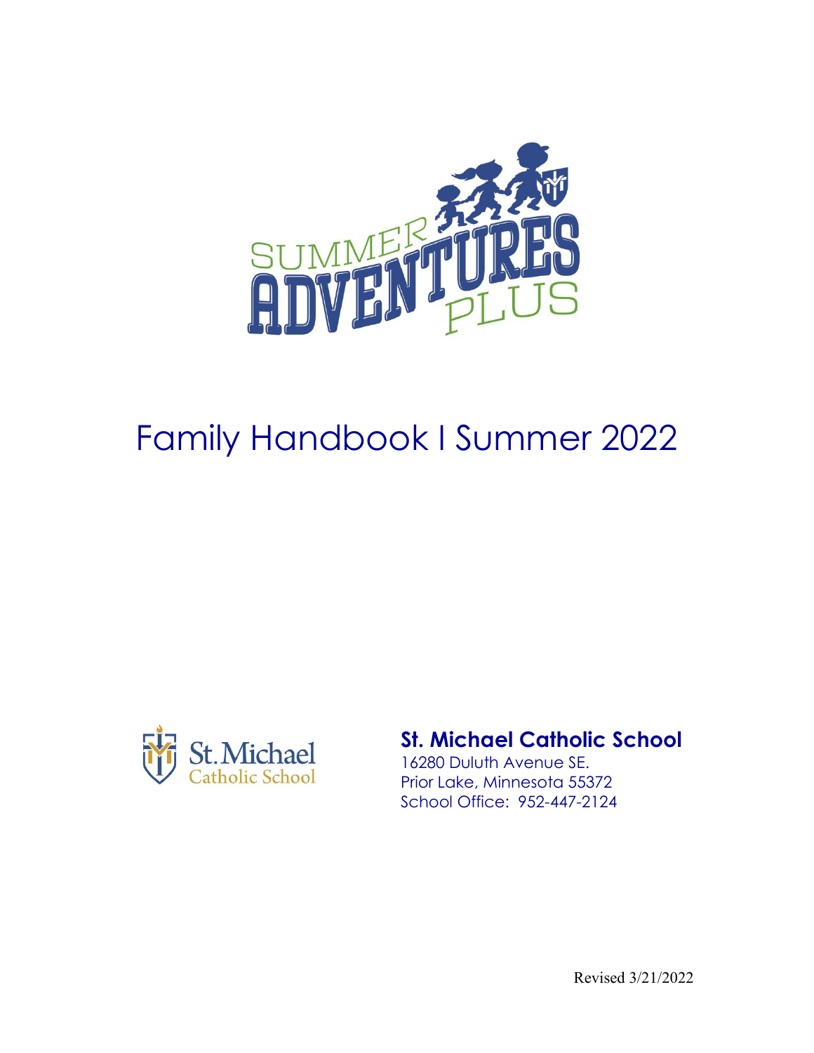# Summer Adventures Plus

# Family Handbook I Summer 2022

**St. Michael Catholic School**
16280 Duluth Avenue SE.
Prior Lake, Minnesota 55372
School Office: 952-447-2124

Revised 3/21/2022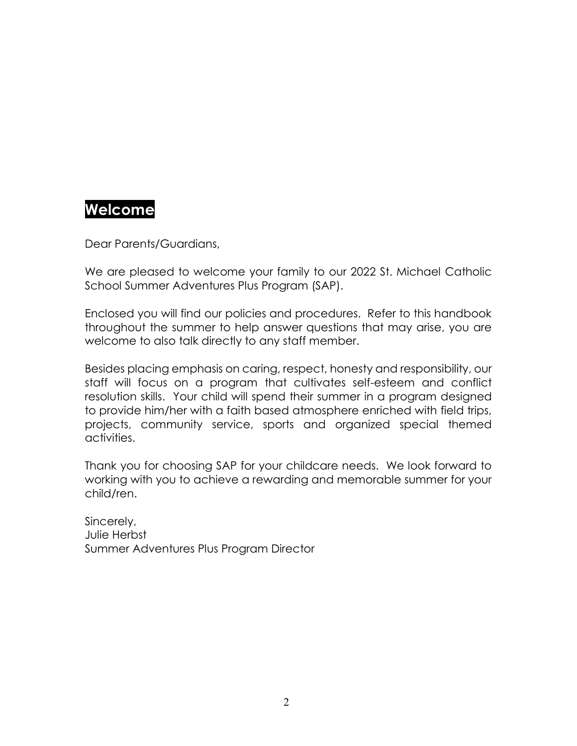## Welcome

Dear Parents/Guardians,

We are pleased to welcome your family to our 2022 St. Michael Catholic School Summer Adventures Plus Program (SAP).

Enclosed you will find our policies and procedures. Refer to this handbook throughout the summer to help answer questions that may arise, you are welcome to also talk directly to any staff member.

Besides placing emphasis on caring, respect, honesty and responsibility, our staff will focus on a program that cultivates self-esteem and conflict resolution skills. Your child will spend their summer in a program designed to provide him/her with a faith based atmosphere enriched with field trips, projects, community service, sports and organized special themed activities.

Thank you for choosing SAP for your childcare needs. We look forward to working with you to achieve a rewarding and memorable summer for your child/ren.

Sincerely,
Julie Herbst
Summer Adventures Plus Program Director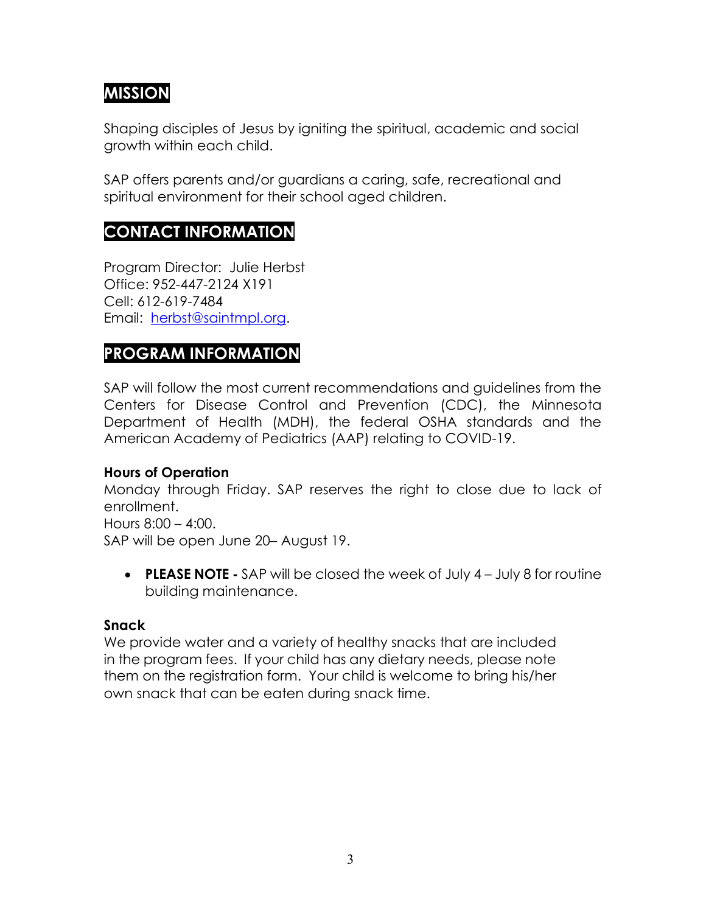## MISSION

Shaping disciples of Jesus by igniting the spiritual, academic and social growth within each child.

SAP offers parents and/or guardians a caring, safe, recreational and spiritual environment for their school aged children.

## CONTACT INFORMATION

Program Director: Julie Herbst
Office: 952-447-2124 X191
Cell: 612-619-7484
Email: [herbst@saintmpl.org](mailto:herbst@saintmpl.org).

## PROGRAM INFORMATION

SAP will follow the most current recommendations and guidelines from the Centers for Disease Control and Prevention (CDC), the Minnesota Department of Health (MDH), the federal OSHA standards and the American Academy of Pediatrics (AAP) relating to COVID-19.

### Hours of Operation

Monday through Friday. SAP reserves the right to close due to lack of enrollment.
Hours 8:00 – 4:00.
SAP will be open June 20– August 19.

- **PLEASE NOTE -** SAP will be closed the week of July 4 – July 8 for routine building maintenance.

### Snack

We provide water and a variety of healthy snacks that are included in the program fees. If your child has any dietary needs, please note them on the registration form. Your child is welcome to bring his/her own snack that can be eaten during snack time.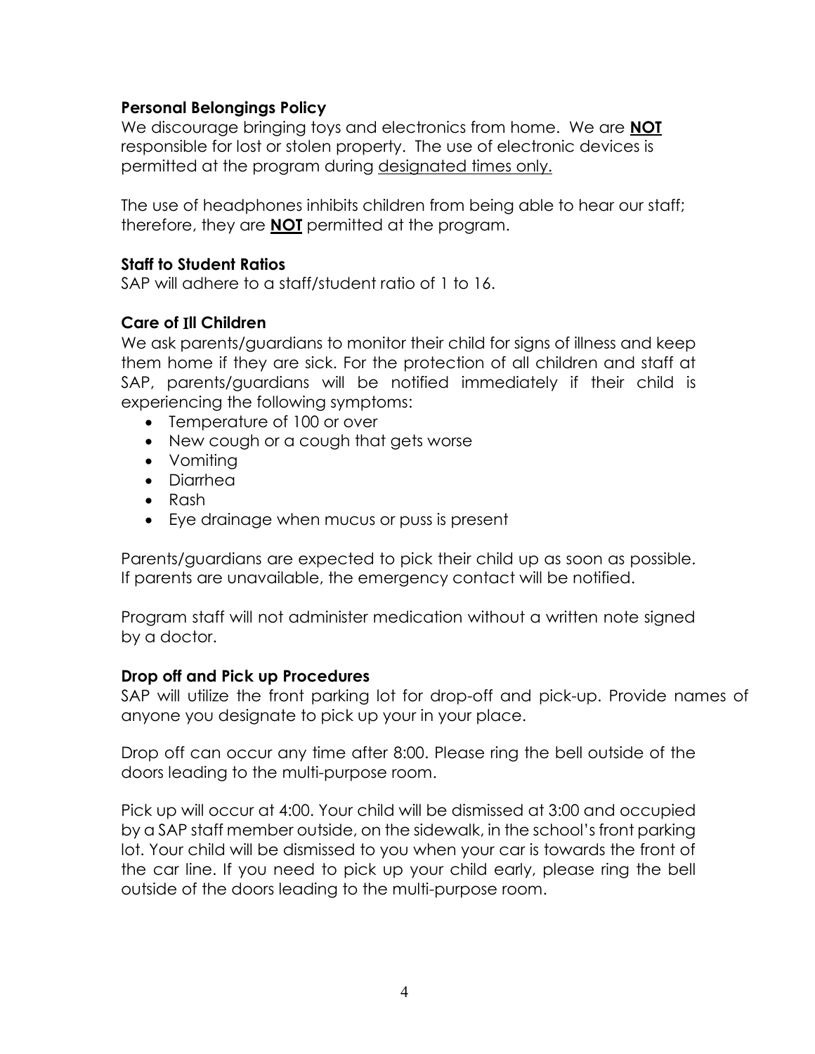**Personal Belongings Policy**

We discourage bringing toys and electronics from home. We are **NOT** responsible for lost or stolen property. The use of electronic devices is permitted at the program during designated times only.

The use of headphones inhibits children from being able to hear our staff; therefore, they are **NOT** permitted at the program.

**Staff to Student Ratios**

SAP will adhere to a staff/student ratio of 1 to 16.

**Care of Ill Children**

We ask parents/guardians to monitor their child for signs of illness and keep them home if they are sick. For the protection of all children and staff at SAP, parents/guardians will be notified immediately if their child is experiencing the following symptoms:

- Temperature of 100 or over
- New cough or a cough that gets worse
- Vomiting
- Diarrhea
- Rash
- Eye drainage when mucus or puss is present

Parents/guardians are expected to pick their child up as soon as possible. If parents are unavailable, the emergency contact will be notified.

Program staff will not administer medication without a written note signed by a doctor.

**Drop off and Pick up Procedures**

SAP will utilize the front parking lot for drop-off and pick-up. Provide names of anyone you designate to pick up your in your place.

Drop off can occur any time after 8:00. Please ring the bell outside of the doors leading to the multi-purpose room.

Pick up will occur at 4:00. Your child will be dismissed at 3:00 and occupied by a SAP staff member outside, on the sidewalk, in the school's front parking lot. Your child will be dismissed to you when your car is towards the front of the car line. If you need to pick up your child early, please ring the bell outside of the doors leading to the multi-purpose room.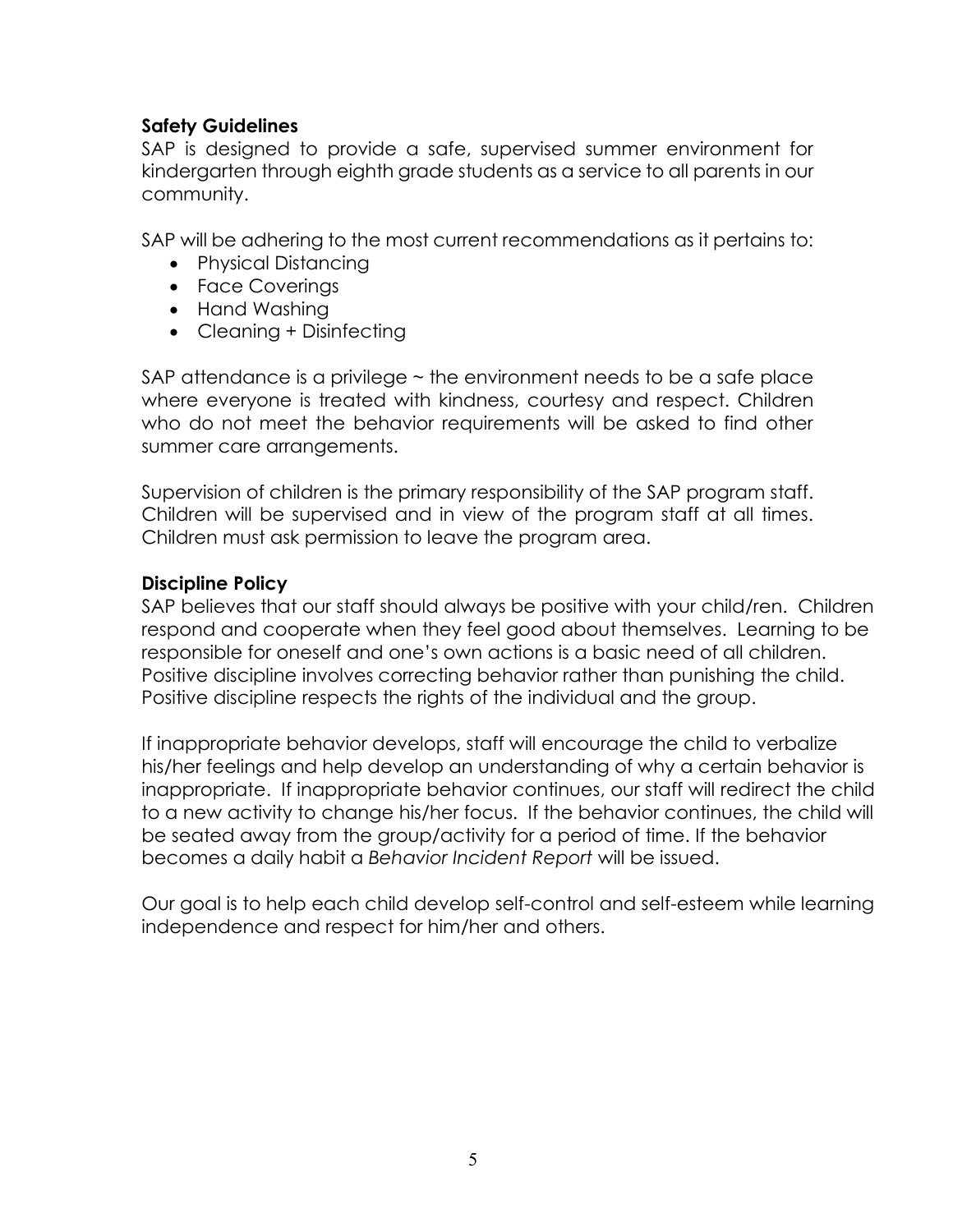**Safety Guidelines**

SAP is designed to provide a safe, supervised summer environment for kindergarten through eighth grade students as a service to all parents in our community.

SAP will be adhering to the most current recommendations as it pertains to:

- Physical Distancing
- Face Coverings
- Hand Washing
- Cleaning + Disinfecting

SAP attendance is a privilege ~ the environment needs to be a safe place where everyone is treated with kindness, courtesy and respect. Children who do not meet the behavior requirements will be asked to find other summer care arrangements.

Supervision of children is the primary responsibility of the SAP program staff. Children will be supervised and in view of the program staff at all times. Children must ask permission to leave the program area.

**Discipline Policy**

SAP believes that our staff should always be positive with your child/ren. Children respond and cooperate when they feel good about themselves. Learning to be responsible for oneself and one's own actions is a basic need of all children. Positive discipline involves correcting behavior rather than punishing the child. Positive discipline respects the rights of the individual and the group.

If inappropriate behavior develops, staff will encourage the child to verbalize his/her feelings and help develop an understanding of why a certain behavior is inappropriate. If inappropriate behavior continues, our staff will redirect the child to a new activity to change his/her focus. If the behavior continues, the child will be seated away from the group/activity for a period of time. If the behavior becomes a daily habit a *Behavior Incident Report* will be issued.

Our goal is to help each child develop self-control and self-esteem while learning independence and respect for him/her and others.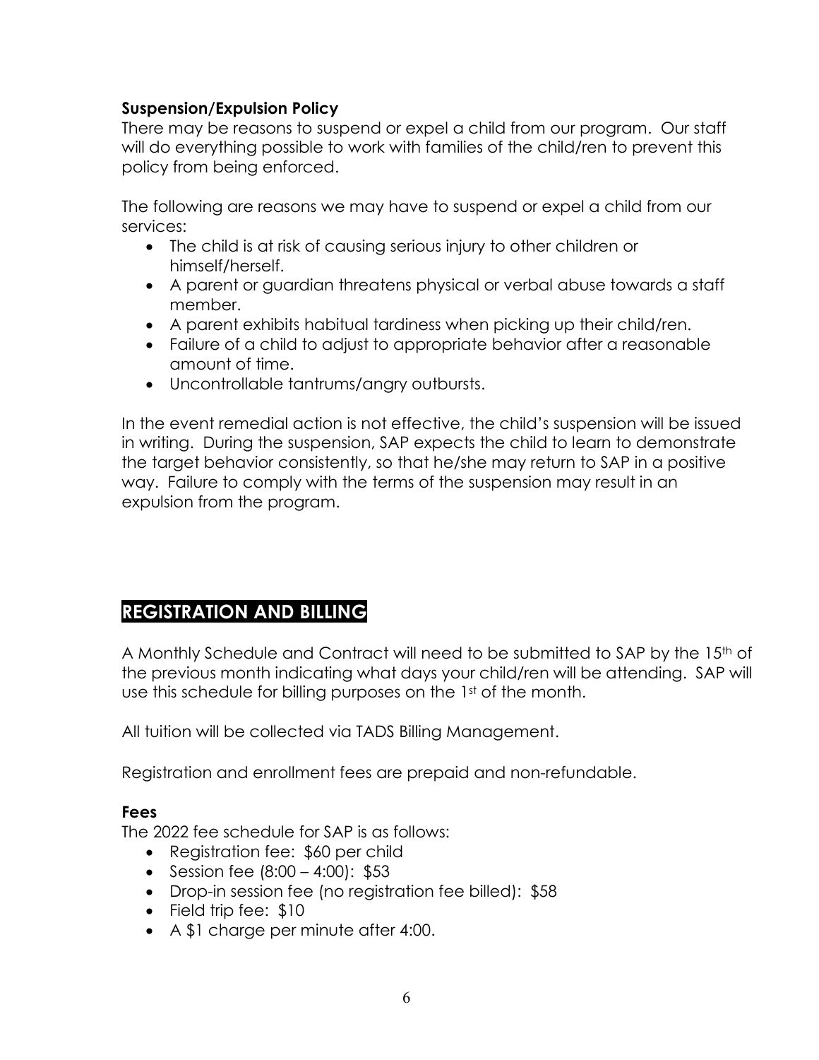### Suspension/Expulsion Policy

There may be reasons to suspend or expel a child from our program. Our staff will do everything possible to work with families of the child/ren to prevent this policy from being enforced.

The following are reasons we may have to suspend or expel a child from our services:

- The child is at risk of causing serious injury to other children or himself/herself.
- A parent or guardian threatens physical or verbal abuse towards a staff member.
- A parent exhibits habitual tardiness when picking up their child/ren.
- Failure of a child to adjust to appropriate behavior after a reasonable amount of time.
- Uncontrollable tantrums/angry outbursts.

In the event remedial action is not effective, the child's suspension will be issued in writing. During the suspension, SAP expects the child to learn to demonstrate the target behavior consistently, so that he/she may return to SAP in a positive way. Failure to comply with the terms of the suspension may result in an expulsion from the program.

## REGISTRATION AND BILLING

A Monthly Schedule and Contract will need to be submitted to SAP by the 15th of the previous month indicating what days your child/ren will be attending. SAP will use this schedule for billing purposes on the 1st of the month.

All tuition will be collected via TADS Billing Management.

Registration and enrollment fees are prepaid and non-refundable.

### Fees

The 2022 fee schedule for SAP is as follows:

- Registration fee: $60 per child
- Session fee (8:00 – 4:00): $53
- Drop-in session fee (no registration fee billed): $58
- Field trip fee: $10
- A $1 charge per minute after 4:00.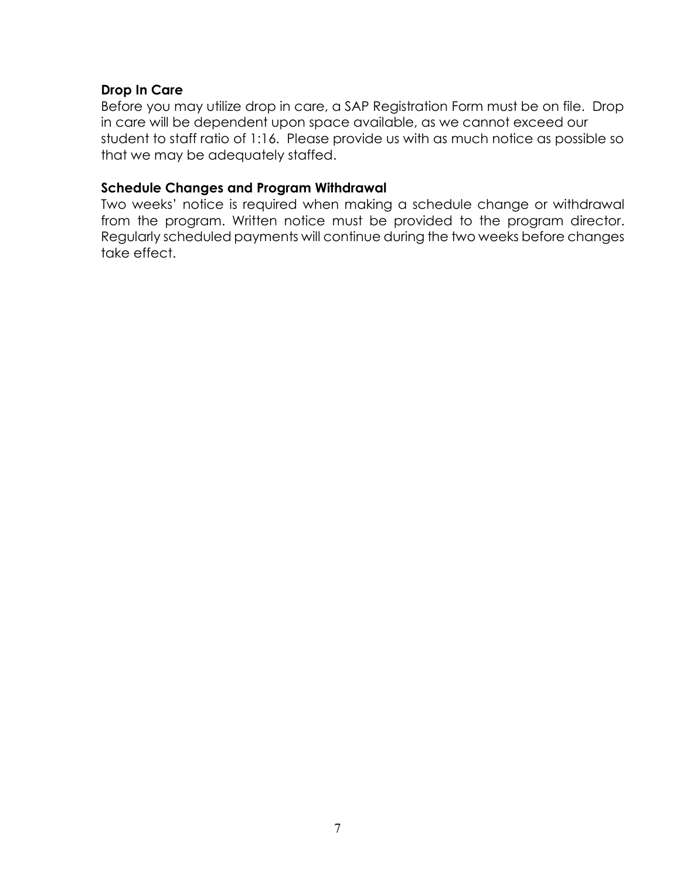**Drop In Care**

Before you may utilize drop in care, a SAP Registration Form must be on file. Drop in care will be dependent upon space available, as we cannot exceed our student to staff ratio of 1:16. Please provide us with as much notice as possible so that we may be adequately staffed.

**Schedule Changes and Program Withdrawal**

Two weeks' notice is required when making a schedule change or withdrawal from the program. Written notice must be provided to the program director. Regularly scheduled payments will continue during the two weeks before changes take effect.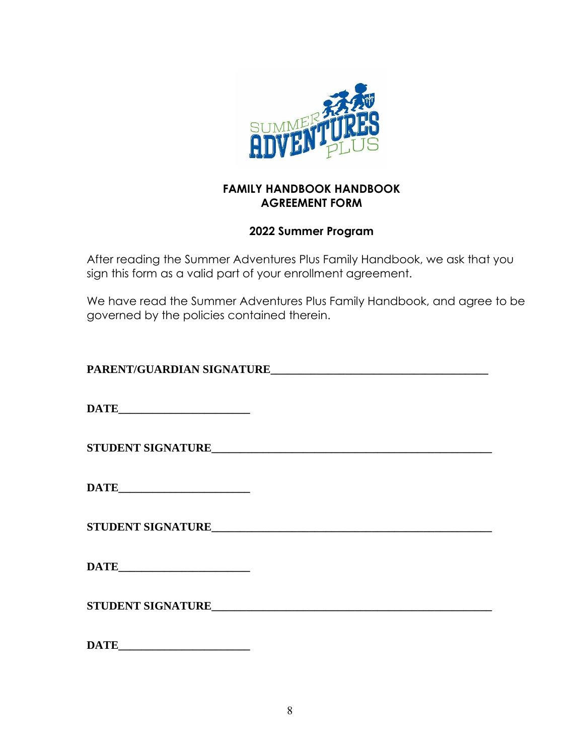**FAMILY HANDBOOK HANDBOOK**
**AGREEMENT FORM**

**2022 Summer Program**

After reading the Summer Adventures Plus Family Handbook, we ask that you sign this form as a valid part of your enrollment agreement.

We have read the Summer Adventures Plus Family Handbook, and agree to be governed by the policies contained therein.

**PARENT/GUARDIAN SIGNATURE**_______________________________________

**DATE**________________________

**STUDENT SIGNATURE**__________________________________________________

**DATE**________________________

**STUDENT SIGNATURE**__________________________________________________

**DATE**________________________

**STUDENT SIGNATURE**__________________________________________________

**DATE**________________________